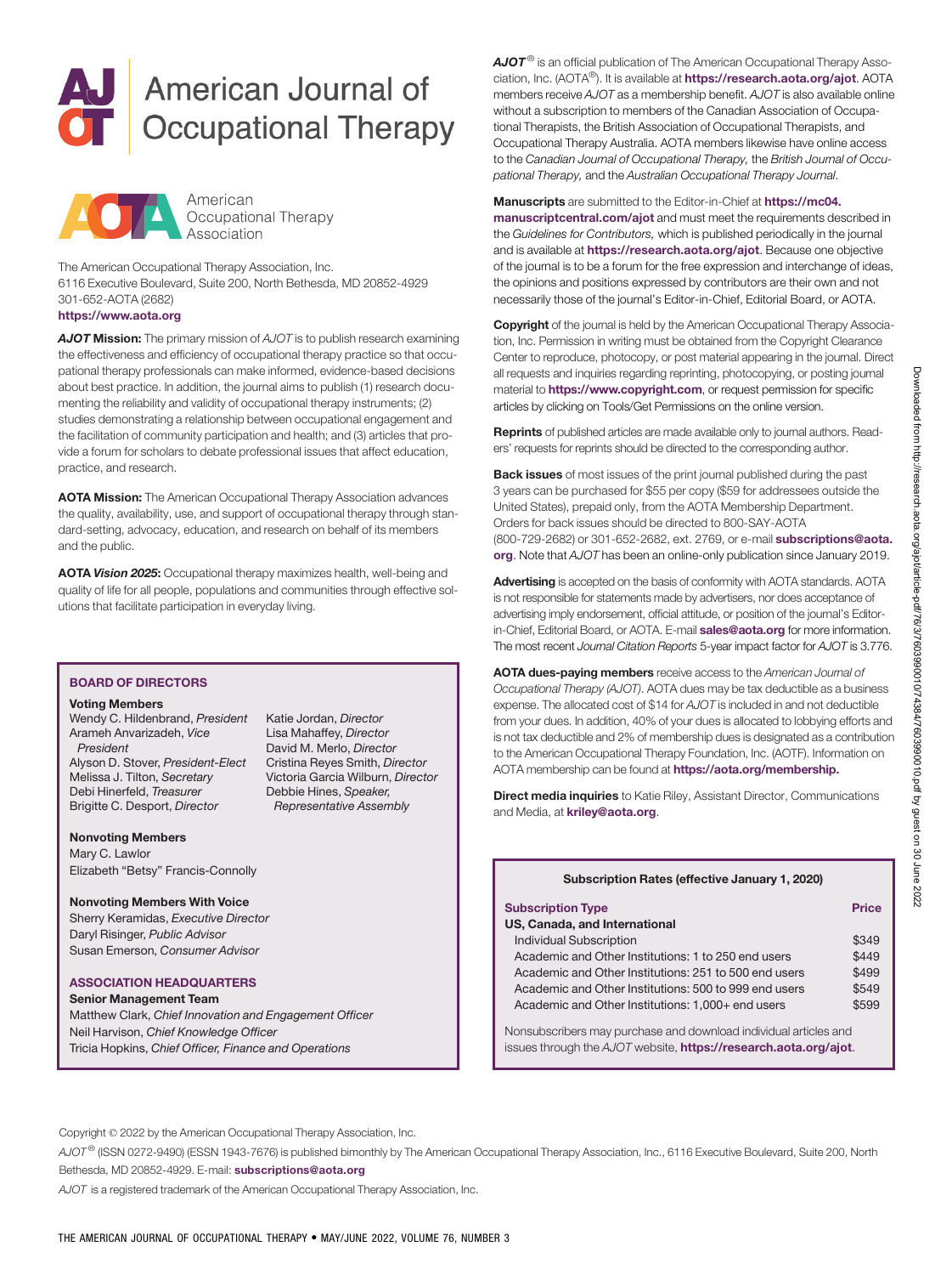# American Journal of Occupational Therapy

American Occupational Therapy Association

The American Occupational Therapy Association, Inc.
6116 Executive Boulevard, Suite 200, North Bethesda, MD 20852-4929
301-652-AOTA (2682)
**https://www.aota.org**

***AJOT* Mission:** The primary mission of *AJOT* is to publish research examining the effectiveness and efficiency of occupational therapy practice so that occupational therapy professionals can make informed, evidence-based decisions about best practice. In addition, the journal aims to publish (1) research documenting the reliability and validity of occupational therapy instruments; (2) studies demonstrating a relationship between occupational engagement and the facilitation of community participation and health; and (3) articles that provide a forum for scholars to debate professional issues that affect education, practice, and research.

**AOTA Mission:** The American Occupational Therapy Association advances the quality, availability, use, and support of occupational therapy through standard-setting, advocacy, education, and research on behalf of its members and the public.

**AOTA *Vision 2025*:** Occupational therapy maximizes health, well-being and quality of life for all people, populations and communities through effective solutions that facilitate participation in everyday living.

## BOARD OF DIRECTORS

**Voting Members**
Wendy C. Hildenbrand, *President*
Arameh Anvarizadeh, *Vice President*
Alyson D. Stover, *President-Elect*
Melissa J. Tilton, *Secretary*
Debi Hinerfeld, *Treasurer*
Brigitte C. Desport, *Director*
Katie Jordan, *Director*
Lisa Mahaffey, *Director*
David M. Merlo, *Director*
Cristina Reyes Smith, *Director*
Victoria Garcia Wilburn, *Director*
Debbie Hines, *Speaker, Representative Assembly*

**Nonvoting Members**
Mary C. Lawlor
Elizabeth "Betsy" Francis-Connolly

**Nonvoting Members With Voice**
Sherry Keramidas, *Executive Director*
Daryl Risinger, *Public Advisor*
Susan Emerson, *Consumer Advisor*

## ASSOCIATION HEADQUARTERS

**Senior Management Team**
Matthew Clark, *Chief Innovation and Engagement Officer*
Neil Harvison, *Chief Knowledge Officer*
Tricia Hopkins, *Chief Officer, Finance and Operations*

***AJOT*®** is an official publication of The American Occupational Therapy Association, Inc. (AOTA®). It is available at **https://research.aota.org/ajot**. AOTA members receive *AJOT* as a membership benefit. *AJOT* is also available online without a subscription to members of the Canadian Association of Occupational Therapists, the British Association of Occupational Therapists, and Occupational Therapy Australia. AOTA members likewise have online access to the *Canadian Journal of Occupational Therapy,* the *British Journal of Occupational Therapy,* and the *Australian Occupational Therapy Journal*.

**Manuscripts** are submitted to the Editor-in-Chief at **https://mc04.manuscriptcentral.com/ajot** and must meet the requirements described in the *Guidelines for Contributors,* which is published periodically in the journal and is available at **https://research.aota.org/ajot**. Because one objective of the journal is to be a forum for the free expression and interchange of ideas, the opinions and positions expressed by contributors are their own and not necessarily those of the journal's Editor-in-Chief, Editorial Board, or AOTA.

**Copyright** of the journal is held by the American Occupational Therapy Association, Inc. Permission in writing must be obtained from the Copyright Clearance Center to reproduce, photocopy, or post material appearing in the journal. Direct all requests and inquiries regarding reprinting, photocopying, or posting journal material to **https://www.copyright.com**, or request permission for specific articles by clicking on Tools/Get Permissions on the online version.

**Reprints** of published articles are made available only to journal authors. Readers' requests for reprints should be directed to the corresponding author.

**Back issues** of most issues of the print journal published during the past 3 years can be purchased for $55 per copy ($59 for addressees outside the United States), prepaid only, from the AOTA Membership Department. Orders for back issues should be directed to 800-SAY-AOTA (800-729-2682) or 301-652-2682, ext. 2769, or e-mail **subscriptions@aota.org**. Note that *AJOT* has been an online-only publication since January 2019.

**Advertising** is accepted on the basis of conformity with AOTA standards. AOTA is not responsible for statements made by advertisers, nor does acceptance of advertising imply endorsement, official attitude, or position of the journal's Editor-in-Chief, Editorial Board, or AOTA. E-mail **sales@aota.org** for more information. The most recent *Journal Citation Reports* 5-year impact factor for *AJOT* is 3.776.

**AOTA dues-paying members** receive access to the *American Journal of Occupational Therapy (AJOT)*. AOTA dues may be tax deductible as a business expense. The allocated cost of $14 for *AJOT* is included in and not deductible from your dues. In addition, 40% of your dues is allocated to lobbying efforts and is not tax deductible and 2% of membership dues is designated as a contribution to the American Occupational Therapy Foundation, Inc. (AOTF). Information on AOTA membership can be found at **https://aota.org/membership.**

**Direct media inquiries** to Katie Riley, Assistant Director, Communications and Media, at **kriley@aota.org**.

**Subscription Rates (effective January 1, 2020)**

| Subscription Type | Price |
|---|---|
| **US, Canada, and International** | |
| Individual Subscription | $349 |
| Academic and Other Institutions: 1 to 250 end users | $449 |
| Academic and Other Institutions: 251 to 500 end users | $499 |
| Academic and Other Institutions: 500 to 999 end users | $549 |
| Academic and Other Institutions: 1,000+ end users | $599 |

Nonsubscribers may purchase and download individual articles and issues through the *AJOT* website, **https://research.aota.org/ajot**.

Copyright © 2022 by the American Occupational Therapy Association, Inc.

*AJOT*® (ISSN 0272-9490) (ESSN 1943-7676) is published bimonthly by The American Occupational Therapy Association, Inc., 6116 Executive Boulevard, Suite 200, North Bethesda, MD 20852-4929. E-mail: **subscriptions@aota.org**

*AJOT* is a registered trademark of the American Occupational Therapy Association, Inc.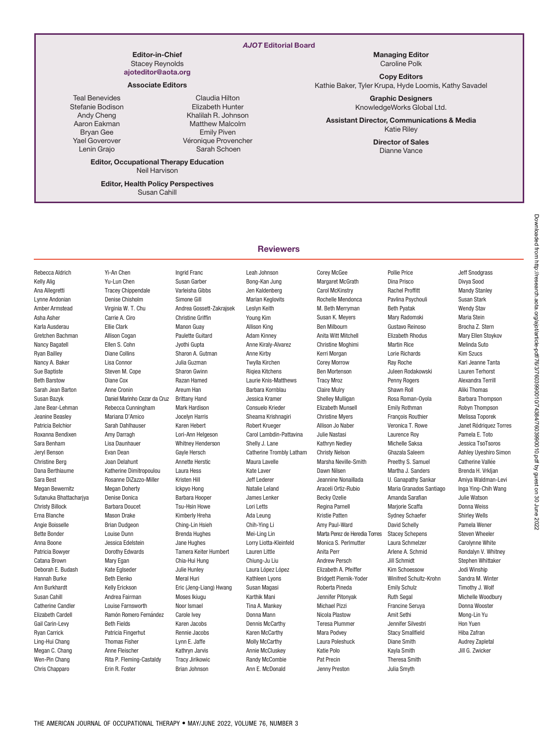## *AJOT* Editorial Board

**Editor-in-Chief**
Stacey Reynolds
**ajoteditor@aota.org**

**Associate Editors**

Teal Benevides
Stefanie Bodison
Andy Cheng
Aaron Eakman
Bryan Gee
Yael Goverover
Lenin Grajo
Claudia Hilton
Elizabeth Hunter
Khalilah R. Johnson
Matthew Malcolm
Emily Piven
Véronique Provencher
Sarah Schoen

**Editor, Occupational Therapy Education**
Neil Harvison

**Editor, Health Policy Perspectives**
Susan Cahill

**Managing Editor**
Caroline Polk

**Copy Editors**
Kathie Baker, Tyler Krupa, Hyde Loomis, Kathy Savadel

**Graphic Designers**
KnowledgeWorks Global Ltd.

**Assistant Director, Communications & Media**
Katie Riley

**Director of Sales**
Dianne Vance

## Reviewers

Rebecca Aldrich
Kelly Alig
Ana Allegretti
Lynne Andonian
Amber Armstead
Asha Asher
Karla Ausderau
Gretchen Bachman
Nancy Bagatell
Ryan Bailley
Nancy A. Baker
Sue Baptiste
Beth Barstow
Sarah Jean Barton
Susan Bazyk
Jane Bear-Lehman
Jeanine Beasley
Patricia Belchior
Roxanna Bendixen
Sara Benham
Jeryl Benson
Christine Berg
Dana Berthiaume
Sara Best
Megan Bewernitz
Sutanuka Bhattacharjya
Christy Billock
Erna Blanche
Angie Boisselle
Bette Bonder
Anna Boone
Patricia Bowyer
Catana Brown
Deborah E. Budash
Hannah Burke
Ann Burkhardt
Susan Cahill
Catherine Candler
Elizabeth Cardell
Gail Carin-Levy
Ryan Carrick
Ling-Hui Chang
Megan C. Chang
Wen-Pin Chang
Chris Chapparo
Yi-An Chen
Yu-Lun Chen
Tracey Chippendale
Denise Chisholm
Virginia W. T. Chu
Carrie A. Ciro
Ellie Clark
Allison Cogan
Ellen S. Cohn
Diane Collins
Lisa Connor
Steven M. Cope
Diane Cox
Anne Cronin
Daniel Marinho Cezar da Cruz
Rebecca Cunningham
Mariana D'Amico
Sarah Dahlhauser
Amy Darragh
Lisa Daunhauer
Evan Dean
Joan Delahunt
Katherine Dimitropoulou
Rosanne DiZazzo-Miller
Megan Doherty
Denise Donica
Barbara Doucet
Mason Drake
Brian Dudgeon
Louise Dunn
Jessica Edelstein
Dorothy Edwards
Mary Egan
Kate Eglseder
Beth Elenko
Kelly Erickson
Andrea Fairman
Louise Farnsworth
Ramón Romero Fernández
Beth Fields
Patricia Fingerhut
Thomas Fisher
Anne Fleischer
Rita P. Fleming-Castaldy
Erin R. Foster
Ingrid Franc
Susan Garber
Varleisha Gibbs
Simone Gill
Andrea Gossett-Zakrajsek
Christine Griffin
Manon Guay
Paulette Guitard
Jyothi Gupta
Sharon A. Gutman
Julia Guzman
Sharon Gwinn
Razan Hamed
Areum Han
Brittany Hand
Mark Hardison
Jocelyn Harris
Karen Hebert
Lori-Ann Helgeson
Whitney Henderson
Gayle Hersch
Annette Herstic
Laura Hess
Kristen Hill
Ickpyo Hong
Barbara Hooper
Tsu-Hsin Howe
Kimberly Hreha
Ching-Lin Hsieh
Brenda Hughes
Jane Hughes
Tamera Keiter Humbert
Chia-Hui Hung
Julie Hunley
Meral Huri
Eric (Jeng-Liang) Hwang
Moses Ikiugu
Noor Ismael
Carole Ivey
Karen Jacobs
Rennie Jacobs
Lynn E. Jaffe
Kathryn Jarvis
Tracy Jirikowic
Brian Johnson
Leah Johnson
Bong-Kan Jung
Jen Kaldenberg
Marian Keglovits
Leslyn Keith
Young Kim
Allison King
Adam Kinney
Anne Kiraly-Alvarez
Anne Kirby
Twylla Kirchen
Riqiea Kitchens
Laurie Knis-Matthews
Barbara Kornblau
Jessica Kramer
Consuelo Krieder
Sheama Krishnagiri
Robert Krueger
Carol Lambdin-Pattavina
Shelly J. Lane
Catherine Trombly Latham
Maura Lavelle
Kate Laver
Jeff Lederer
Natalie Leland
James Lenker
Lori Letts
Ada Leung
Chih-Ying Li
Mei-Ling Lin
Lorry Liotta-Kleinfeld
Lauren Little
Chiung-Ju Liu
Laura López López
Kathleen Lyons
Susan Magasi
Karthik Mani
Tina A. Mankey
Donna Mann
Dennis McCarthy
Karen McCarthy
Molly McCarthy
Annie McCluskey
Randy McCombie
Ann E. McDonald
Corey McGee
Margaret McGrath
Carol McKinstry
Rochelle Mendonca
M. Beth Merryman
Susan K. Meyers
Ben Milbourn
Anita Witt Mitchell
Christine Moghimi
Kerri Morgan
Corey Morrow
Ben Mortenson
Tracy Mroz
Claire Mulry
Shelley Mulligan
Elizabeth Munsell
Christine Myers
Allison Jo Naber
Julie Nastasi
Kathryn Nedley
Christy Nelson
Marsha Neville-Smith
Dawn Nilsen
Jeannine Nonaillada
Araceli Ortiz-Rubio
Becky Ozelie
Regina Parnell
Kristie Patten
Amy Paul-Ward
Marta Perez de Heredia Torres
Monica S. Perlmutter
Anita Perr
Andrew Persch
Elizabeth A. Pfeiffer
Bridgett Piernik-Yoder
Roberta Pineda
Jennifer Pitonyak
Michael Pizzi
Nicola Plastow
Teresa Plummer
Mara Podvey
Laura Poleshuck
Katie Polo
Pat Precin
Jenny Preston
Pollie Price
Dina Prisco
Rachel Proffitt
Pavlina Psychouli
Beth Pyatak
Mary Radomski
Gustavo Reinoso
Elizabeth Rhodus
Martin Rice
Lorie Richards
Ray Roche
Juleen Rodakowski
Penny Rogers
Shawn Roll
Rosa Roman-Oyola
Emily Rothman
François Routhier
Veronica T. Rowe
Laurence Roy
Michelle Saksa
Ghazala Saleem
Preethy S. Samuel
Martha J. Sanders
U. Ganapathy Sankar
Maria Granados Santiago
Amanda Sarafian
Marjorie Scaffa
Sydney Schaefer
David Schelly
Stacey Schepens
Laura Schmelzer
Arlene A. Schmid
Jill Schmidt
Kim Schoessow
Winifred Schultz-Krohn
Emily Schulz
Ruth Segal
Francine Seruya
Amit Sethi
Jennifer Silvestri
Stacy Smallfield
Diane Smith
Kayla Smith
Theresa Smith
Julia Smyth
Jeff Snodgrass
Divya Sood
Mandy Stanley
Susan Stark
Wendy Stav
Maria Stein
Brocha Z. Stern
Mary Ellen Stoykov
Melinda Suto
Kim Szucs
Kari Jeanne Tanta
Lauren Terhorst
Alexandra Terrill
Aliki Thomas
Barbara Thompson
Robyn Thompson
Melissa Toporek
Janet Ródriquez Torres
Pamela E. Toto
Jessica TsoTsoros
Ashley Uyeshiro Simon
Catherine Vallée
Brenda H. Vrkljan
Amiya Waldman-Levi
Inga Ying-Chih Wang
Julie Watson
Donna Weiss
Shirley Wells
Pamela Wener
Steven Wheeler
Carolynne White
Rondalyn V. Whitney
Stephen Whittaker
Jodi Winship
Sandra M. Winter
Timothy J. Wolf
Michelle Woodbury
Donna Wooster
Mong-Lin Yu
Hon Yuen
Hiba Zafran
Audrey Zapletal
Jill G. Zwicker